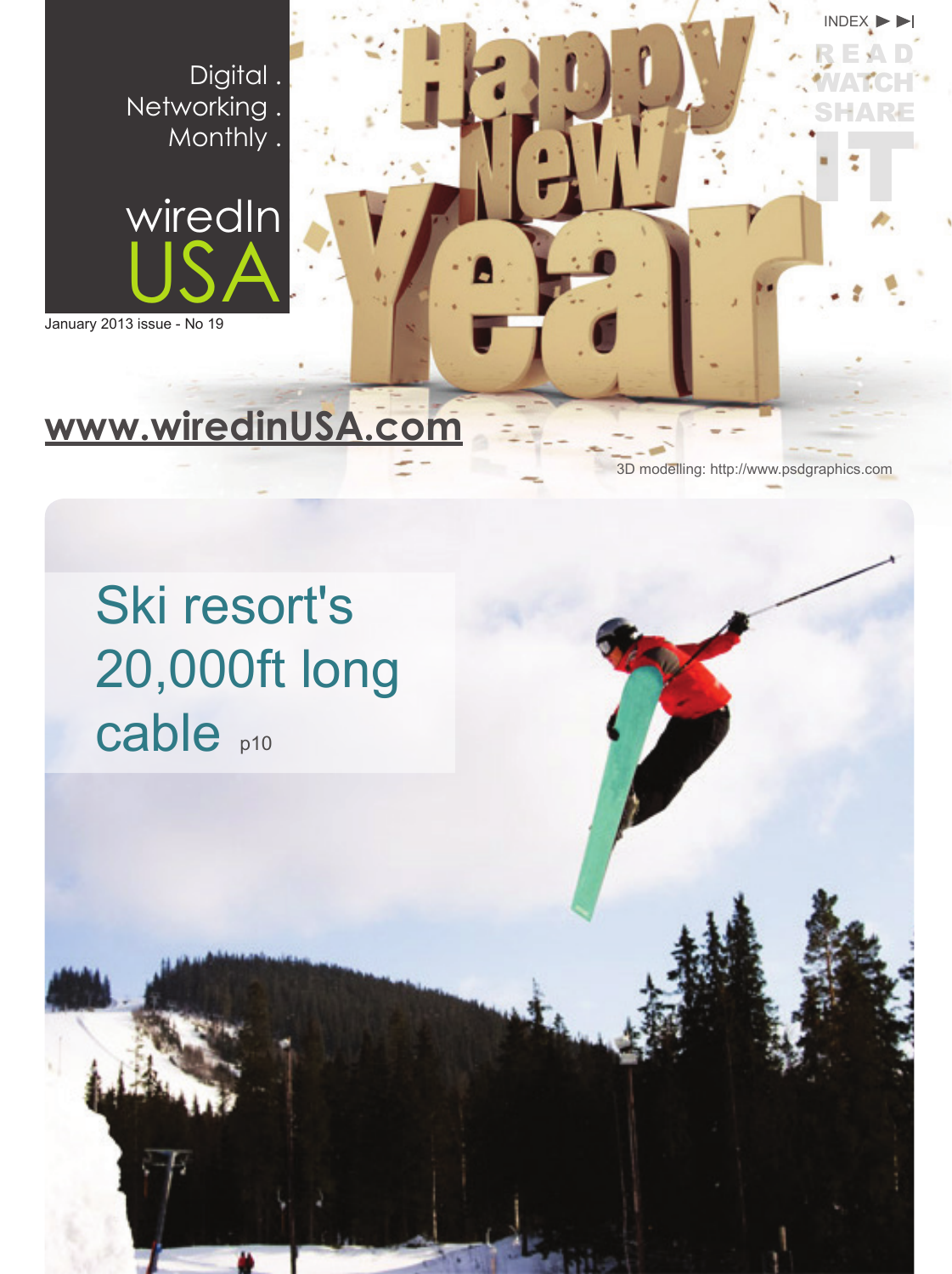Digital .
Networking .
Monthly .

# wiredIn USA

January 2013 issue - No 19

INDEX ▶ ▶|

READ
WATCH
SHARE
IT

Happy New Year

www.wiredinUSA.com

3D modelling: http://www.psdgraphics.com

## Ski resort's 20,000ft long cable p10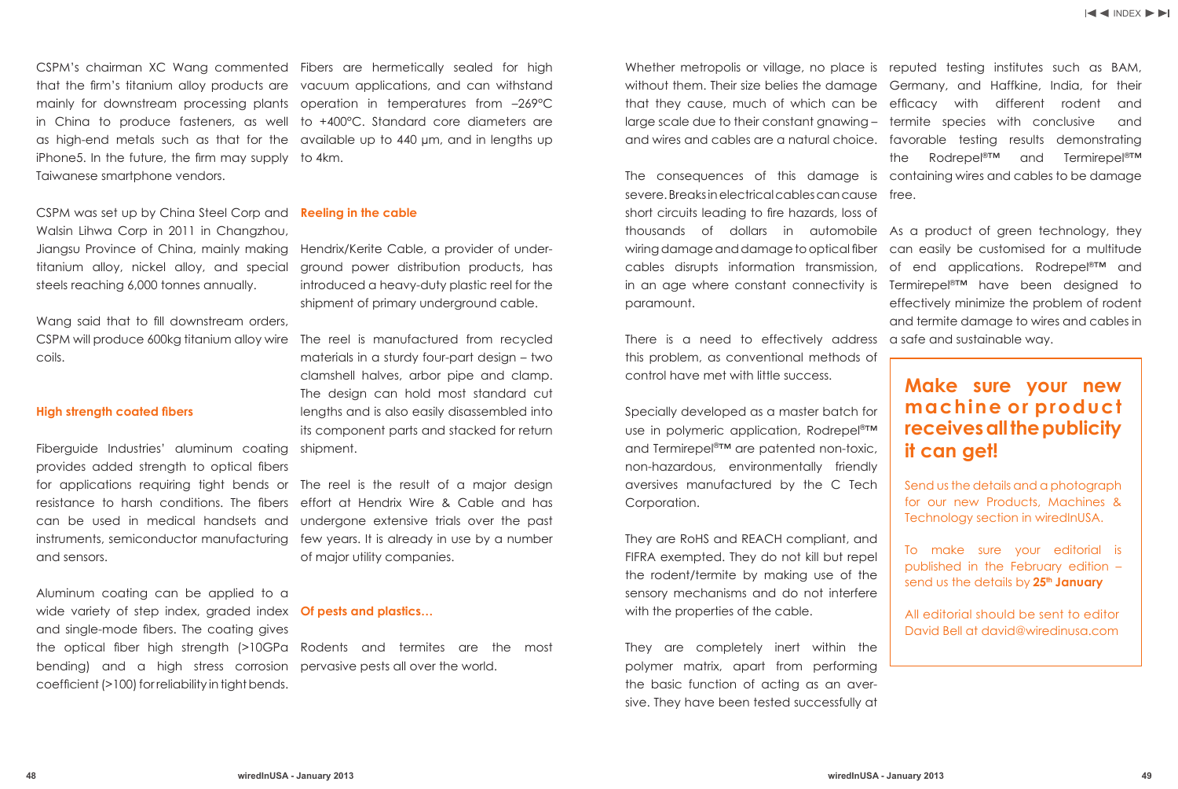CSPM's chairman XC Wang commented that the firm's titanium alloy products are mainly for downstream processing plants in China to produce fasteners, as well as high-end metals such as that for the iPhone5. In the future, the firm may supply Taiwanese smartphone vendors.

CSPM was set up by China Steel Corp and Walsin Lihwa Corp in 2011 in Changzhou, Jiangsu Province of China, mainly making titanium alloy, nickel alloy, and special steels reaching 6,000 tonnes annually.

Wang said that to fill downstream orders, CSPM will produce 600kg titanium alloy wire coils.

### High strength coated fibers

Fiberguide Industries' aluminum coating provides added strength to optical fibers for applications requiring tight bends or resistance to harsh conditions. The fibers can be used in medical handsets and instruments, semiconductor manufacturing and sensors.

Aluminum coating can be applied to a wide variety of step index, graded index and single-mode fibers. The coating gives the optical fiber high strength (>10GPa bending) and a high stress corrosion coefficient (>100) for reliability in tight bends. Fibers are hermetically sealed for high vacuum applications, and can withstand operation in temperatures from –269°C to +400°C. Standard core diameters are available up to 440 µm, and in lengths up to 4km.

### Reeling in the cable

Hendrix/Kerite Cable, a provider of underground power distribution products, has introduced a heavy-duty plastic reel for the shipment of primary underground cable.

The reel is manufactured from recycled materials in a sturdy four-part design – two clamshell halves, arbor pipe and clamp. The design can hold most standard cut lengths and is also easily disassembled into its component parts and stacked for return shipment.

The reel is the result of a major design effort at Hendrix Wire & Cable and has undergone extensive trials over the past few years. It is already in use by a number of major utility companies.

### Of pests and plastics…

Rodents and termites are the most pervasive pests all over the world.

Whether metropolis or village, no place is without them. Their size belies the damage that they cause, much of which can be large scale due to their constant gnawing – and wires and cables are a natural choice.

The consequences of this damage is severe. Breaks in electrical cables can cause short circuits leading to fire hazards, loss of thousands of dollars in automobile wiring damage and damage to optical fiber cables disrupts information transmission, in an age where constant connectivity is paramount.

There is a need to effectively address this problem, as conventional methods of control have met with little success.

Specially developed as a master batch for use in polymeric application, Rodrepel®™ and Termirepel®™ are patented non-toxic, non-hazardous, environmentally friendly aversives manufactured by the C Tech Corporation.

They are RoHS and REACH compliant, and FIFRA exempted. They do not kill but repel the rodent/termite by making use of the sensory mechanisms and do not interfere with the properties of the cable.

They are completely inert within the polymer matrix, apart from performing the basic function of acting as an aversive. They have been tested successfully at reputed testing institutes such as BAM, Germany, and Haffkine, India, for their efficacy with different rodent and termite species with conclusive and favorable testing results demonstrating the Rodrepel®™ and Termirepel®™ containing wires and cables to be damage free.

As a product of green technology, they can easily be customised for a multitude of end applications. Rodrepel®™ and Termirepel®™ have been designed to effectively minimize the problem of rodent and termite damage to wires and cables in a safe and sustainable way.

## Make sure your new machine or product receives all the publicity it can get!

Send us the details and a photograph for our new Products, Machines & Technology section in wiredInUSA.

To make sure your editorial is published in the February edition – send us the details by **25th January**

All editorial should be sent to editor David Bell at david@wiredinusa.com